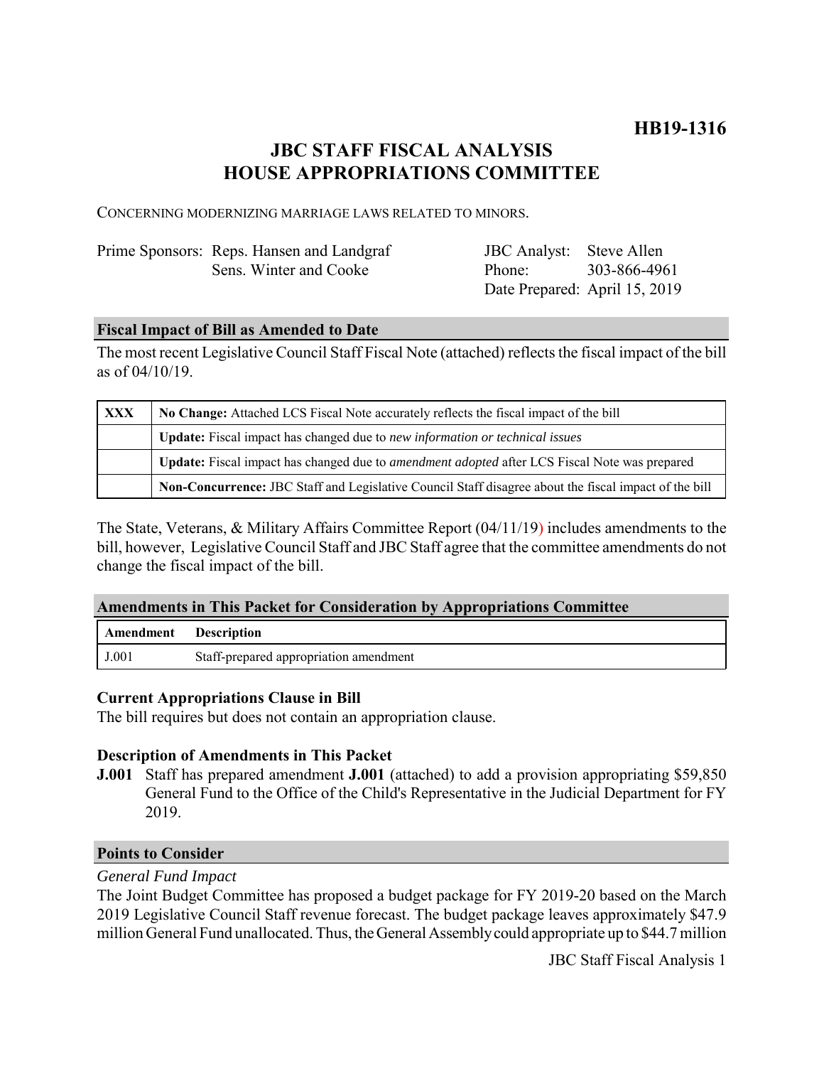**HB19-1316**

# JBC STAFF FISCAL ANALYSIS
# HOUSE APPROPRIATIONS COMMITTEE

CONCERNING MODERNIZING MARRIAGE LAWS RELATED TO MINORS.

Prime Sponsors: Reps. Hansen and Landgraf
Sens. Winter and Cooke

JBC Analyst: Steve Allen
Phone: 303-866-4961
Date Prepared: April 15, 2019

## Fiscal Impact of Bill as Amended to Date

The most recent Legislative Council Staff Fiscal Note (attached) reflects the fiscal impact of the bill as of 04/10/19.

| | |
|---|---|
| XXX | **No Change:** Attached LCS Fiscal Note accurately reflects the fiscal impact of the bill |
| | **Update:** Fiscal impact has changed due to *new information or technical issues* |
| | **Update:** Fiscal impact has changed due to *amendment adopted* after LCS Fiscal Note was prepared |
| | **Non-Concurrence:** JBC Staff and Legislative Council Staff disagree about the fiscal impact of the bill |

The State, Veterans, & Military Affairs Committee Report (04/11/19) includes amendments to the bill, however, Legislative Council Staff and JBC Staff agree that the committee amendments do not change the fiscal impact of the bill.

## Amendments in This Packet for Consideration by Appropriations Committee

| Amendment | Description |
|---|---|
| J.001 | Staff-prepared appropriation amendment |

### Current Appropriations Clause in Bill

The bill requires but does not contain an appropriation clause.

### Description of Amendments in This Packet

**J.001** Staff has prepared amendment **J.001** (attached) to add a provision appropriating $59,850 General Fund to the Office of the Child's Representative in the Judicial Department for FY 2019.

## Points to Consider

*General Fund Impact*

The Joint Budget Committee has proposed a budget package for FY 2019-20 based on the March 2019 Legislative Council Staff revenue forecast. The budget package leaves approximately $47.9 million General Fund unallocated. Thus, the General Assembly could appropriate up to $44.7 million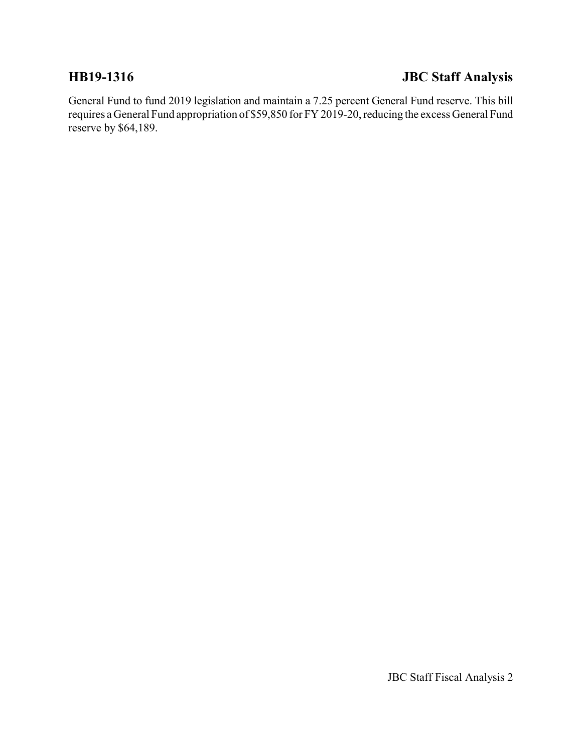General Fund to fund 2019 legislation and maintain a 7.25 percent General Fund reserve. This bill requires a General Fund appropriation of $59,850 for FY 2019-20, reducing the excess General Fund reserve by $64,189.